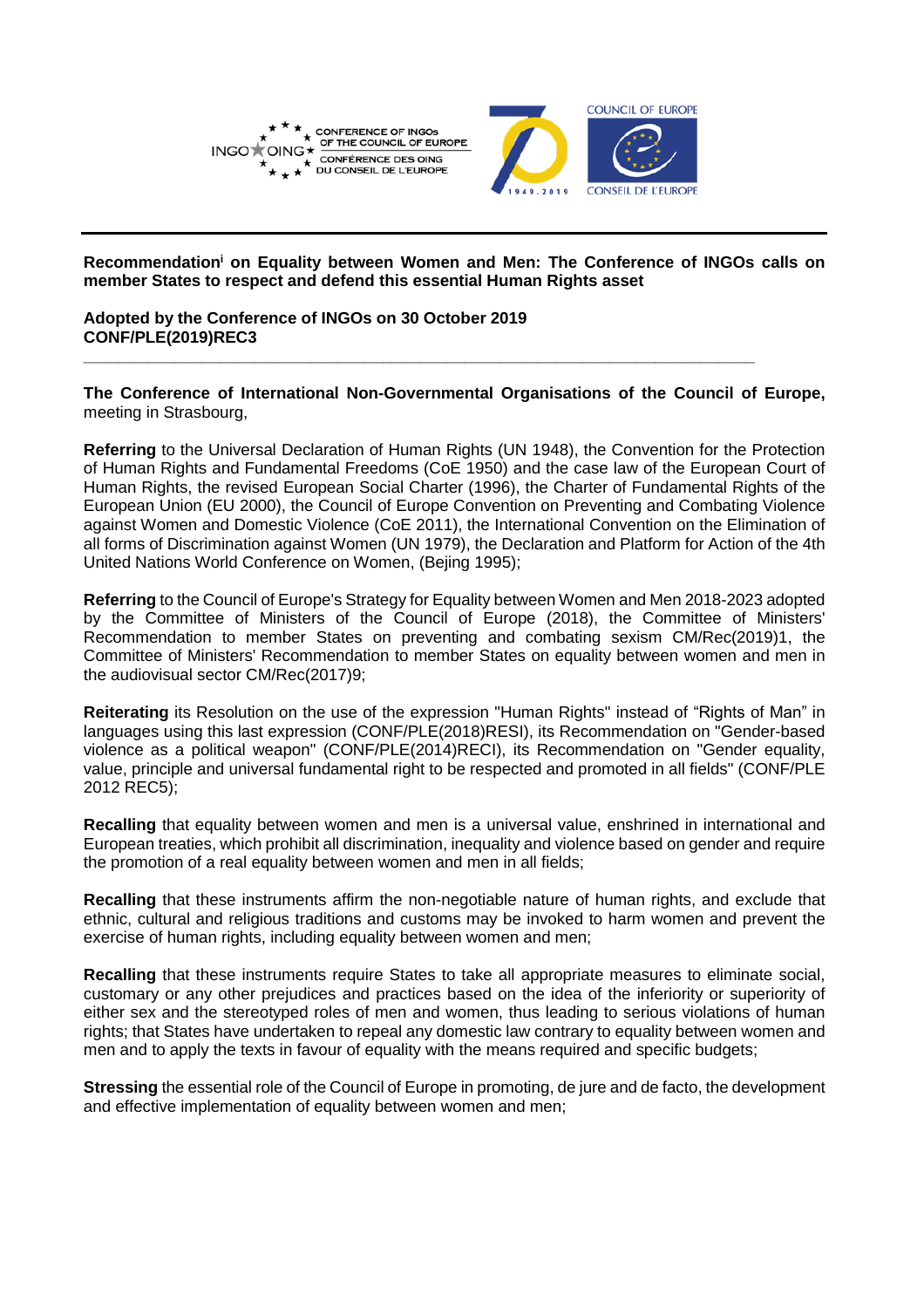**Recommendation[i] on Equality between Women and Men: The Conference of INGOs calls on member States to respect and defend this essential Human Rights asset**

**Adopted by the Conference of INGOs on 30 October 2019**
**CONF/PLE(2019)REC3**

---

**The Conference of International Non-Governmental Organisations of the Council of Europe,** meeting in Strasbourg,

**Referring** to the Universal Declaration of Human Rights (UN 1948), the Convention for the Protection of Human Rights and Fundamental Freedoms (CoE 1950) and the case law of the European Court of Human Rights, the revised European Social Charter (1996), the Charter of Fundamental Rights of the European Union (EU 2000), the Council of Europe Convention on Preventing and Combating Violence against Women and Domestic Violence (CoE 2011), the International Convention on the Elimination of all forms of Discrimination against Women (UN 1979), the Declaration and Platform for Action of the 4th United Nations World Conference on Women, (Bejing 1995);

**Referring** to the Council of Europe's Strategy for Equality between Women and Men 2018-2023 adopted by the Committee of Ministers of the Council of Europe (2018), the Committee of Ministers' Recommendation to member States on preventing and combating sexism CM/Rec(2019)1, the Committee of Ministers' Recommendation to member States on equality between women and men in the audiovisual sector CM/Rec(2017)9;

**Reiterating** its Resolution on the use of the expression "Human Rights" instead of “Rights of Man” in languages using this last expression (CONF/PLE(2018)RESI), its Recommendation on "Gender-based violence as a political weapon" (CONF/PLE(2014)RECI), its Recommendation on "Gender equality, value, principle and universal fundamental right to be respected and promoted in all fields" (CONF/PLE 2012 REC5);

**Recalling** that equality between women and men is a universal value, enshrined in international and European treaties, which prohibit all discrimination, inequality and violence based on gender and require the promotion of a real equality between women and men in all fields;

**Recalling** that these instruments affirm the non-negotiable nature of human rights, and exclude that ethnic, cultural and religious traditions and customs may be invoked to harm women and prevent the exercise of human rights, including equality between women and men;

**Recalling** that these instruments require States to take all appropriate measures to eliminate social, customary or any other prejudices and practices based on the idea of the inferiority or superiority of either sex and the stereotyped roles of men and women, thus leading to serious violations of human rights; that States have undertaken to repeal any domestic law contrary to equality between women and men and to apply the texts in favour of equality with the means required and specific budgets;

**Stressing** the essential role of the Council of Europe in promoting, de jure and de facto, the development and effective implementation of equality between women and men;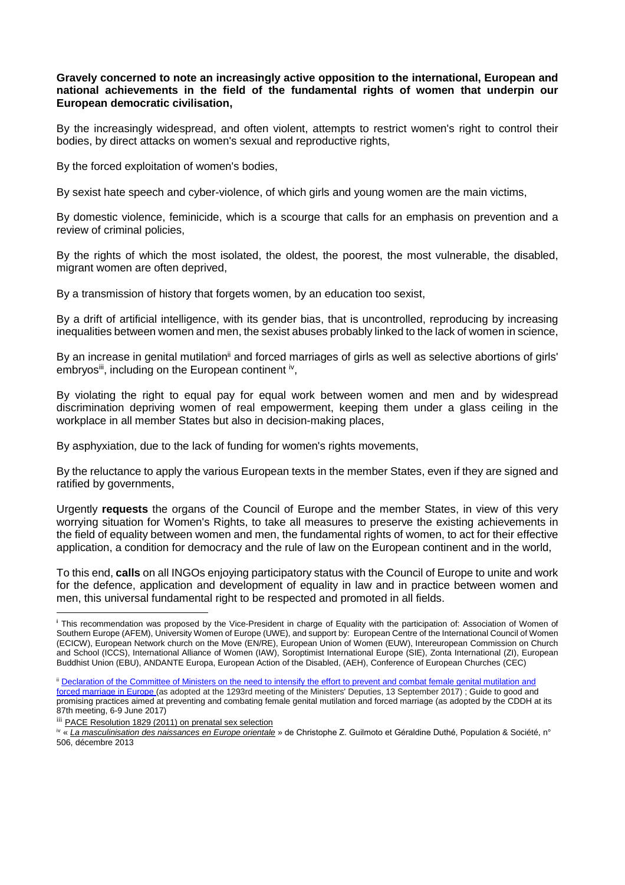**Gravely concerned to note an increasingly active opposition to the international, European and national achievements in the field of the fundamental rights of women that underpin our European democratic civilisation,**

By the increasingly widespread, and often violent, attempts to restrict women's right to control their bodies, by direct attacks on women's sexual and reproductive rights,

By the forced exploitation of women's bodies,

By sexist hate speech and cyber-violence, of which girls and young women are the main victims,

By domestic violence, feminicide, which is a scourge that calls for an emphasis on prevention and a review of criminal policies,

By the rights of which the most isolated, the oldest, the poorest, the most vulnerable, the disabled, migrant women are often deprived,

By a transmission of history that forgets women, by an education too sexist,

By a drift of artificial intelligence, with its gender bias, that is uncontrolled, reproducing by increasing inequalities between women and men, the sexist abuses probably linked to the lack of women in science,

By an increase in genital mutilation[ii] and forced marriages of girls as well as selective abortions of girls' embryos[iii], including on the European continent [iv],

By violating the right to equal pay for equal work between women and men and by widespread discrimination depriving women of real empowerment, keeping them under a glass ceiling in the workplace in all member States but also in decision-making places,

By asphyxiation, due to the lack of funding for women's rights movements,

By the reluctance to apply the various European texts in the member States, even if they are signed and ratified by governments,

Urgently **requests** the organs of the Council of Europe and the member States, in view of this very worrying situation for Women's Rights, to take all measures to preserve the existing achievements in the field of equality between women and men, the fundamental rights of women, to act for their effective application, a condition for democracy and the rule of law on the European continent and in the world,

To this end, **calls** on all INGOs enjoying participatory status with the Council of Europe to unite and work for the defence, application and development of equality in law and in practice between women and men, this universal fundamental right to be respected and promoted in all fields.

---

[i] This recommendation was proposed by the Vice-President in charge of Equality with the participation of: Association of Women of Southern Europe (AFEM), University Women of Europe (UWE), and support by: European Centre of the International Council of Women (ECICW), European Network church on the Move (EN/RE), European Union of Women (EUW), Intereuropean Commission on Church and School (ICCS), International Alliance of Women (IAW), Soroptimist International Europe (SIE), Zonta International (ZI), European Buddhist Union (EBU), ANDANTE Europa, European Action of the Disabled, (AEH), Conference of European Churches (CEC)

[ii] Declaration of the Committee of Ministers on the need to intensify the effort to prevent and combat female genital mutilation and forced marriage in Europe (as adopted at the 1293rd meeting of the Ministers' Deputies, 13 September 2017) ; Guide to good and promising practices aimed at preventing and combating female genital mutilation and forced marriage (as adopted by the CDDH at its 87th meeting, 6-9 June 2017)

[iii] PACE Resolution 1829 (2011) on prenatal sex selection

[iv] « *La masculinisation des naissances en Europe orientale* » de Christophe Z. Guilmoto et Géraldine Duthé, Population & Société, n° 506, décembre 2013